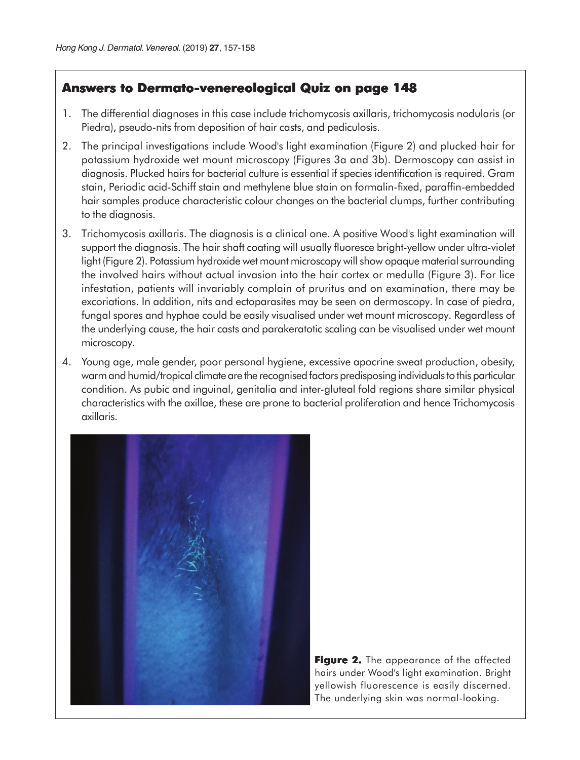## Answers to Dermato-venereological Quiz on page 148

1. The differential diagnoses in this case include trichomycosis axillaris, trichomycosis nodularis (or Piedra), pseudo-nits from deposition of hair casts, and pediculosis.

2. The principal investigations include Wood's light examination (Figure 2) and plucked hair for potassium hydroxide wet mount microscopy (Figures 3a and 3b). Dermoscopy can assist in diagnosis. Plucked hairs for bacterial culture is essential if species identification is required. Gram stain, Periodic acid-Schiff stain and methylene blue stain on formalin-fixed, paraffin-embedded hair samples produce characteristic colour changes on the bacterial clumps, further contributing to the diagnosis.

3. Trichomycosis axillaris. The diagnosis is a clinical one. A positive Wood's light examination will support the diagnosis. The hair shaft coating will usually fluoresce bright-yellow under ultra-violet light (Figure 2). Potassium hydroxide wet mount microscopy will show opaque material surrounding the involved hairs without actual invasion into the hair cortex or medulla (Figure 3). For lice infestation, patients will invariably complain of pruritus and on examination, there may be excoriations. In addition, nits and ectoparasites may be seen on dermoscopy. In case of piedra, fungal spores and hyphae could be easily visualised under wet mount microscopy. Regardless of the underlying cause, the hair casts and parakeratotic scaling can be visualised under wet mount microscopy.

4. Young age, male gender, poor personal hygiene, excessive apocrine sweat production, obesity, warm and humid/tropical climate are the recognised factors predisposing individuals to this particular condition. As pubic and inguinal, genitalia and inter-gluteal fold regions share similar physical characteristics with the axillae, these are prone to bacterial proliferation and hence Trichomycosis axillaris.

**Figure 2.** The appearance of the affected hairs under Wood's light examination. Bright yellowish fluorescence is easily discerned. The underlying skin was normal-looking.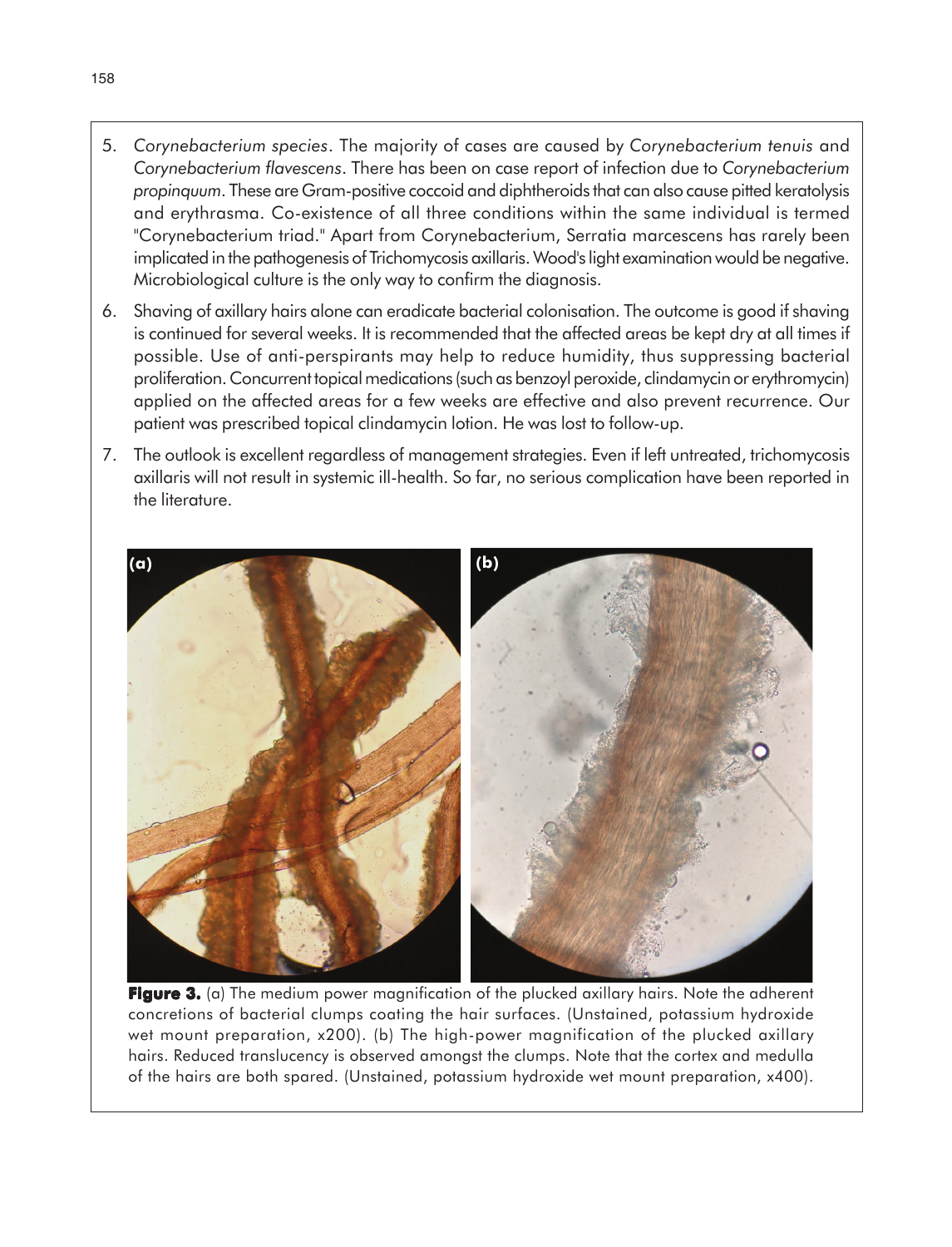5. *Corynebacterium species*. The majority of cases are caused by *Corynebacterium tenuis* and *Corynebacterium flavescens*. There has been on case report of infection due to *Corynebacterium propinquum*. These are Gram-positive coccoid and diphtheroids that can also cause pitted keratolysis and erythrasma. Co-existence of all three conditions within the same individual is termed "Corynebacterium triad." Apart from Corynebacterium, Serratia marcescens has rarely been implicated in the pathogenesis of Trichomycosis axillaris. Wood's light examination would be negative. Microbiological culture is the only way to confirm the diagnosis.

6. Shaving of axillary hairs alone can eradicate bacterial colonisation. The outcome is good if shaving is continued for several weeks. It is recommended that the affected areas be kept dry at all times if possible. Use of anti-perspirants may help to reduce humidity, thus suppressing bacterial proliferation. Concurrent topical medications (such as benzoyl peroxide, clindamycin or erythromycin) applied on the affected areas for a few weeks are effective and also prevent recurrence. Our patient was prescribed topical clindamycin lotion. He was lost to follow-up.

7. The outlook is excellent regardless of management strategies. Even if left untreated, trichomycosis axillaris will not result in systemic ill-health. So far, no serious complication have been reported in the literature.

**Figure 3.** (a) The medium power magnification of the plucked axillary hairs. Note the adherent concretions of bacterial clumps coating the hair surfaces. (Unstained, potassium hydroxide wet mount preparation, x200). (b) The high-power magnification of the plucked axillary hairs. Reduced translucency is observed amongst the clumps. Note that the cortex and medulla of the hairs are both spared. (Unstained, potassium hydroxide wet mount preparation, x400).